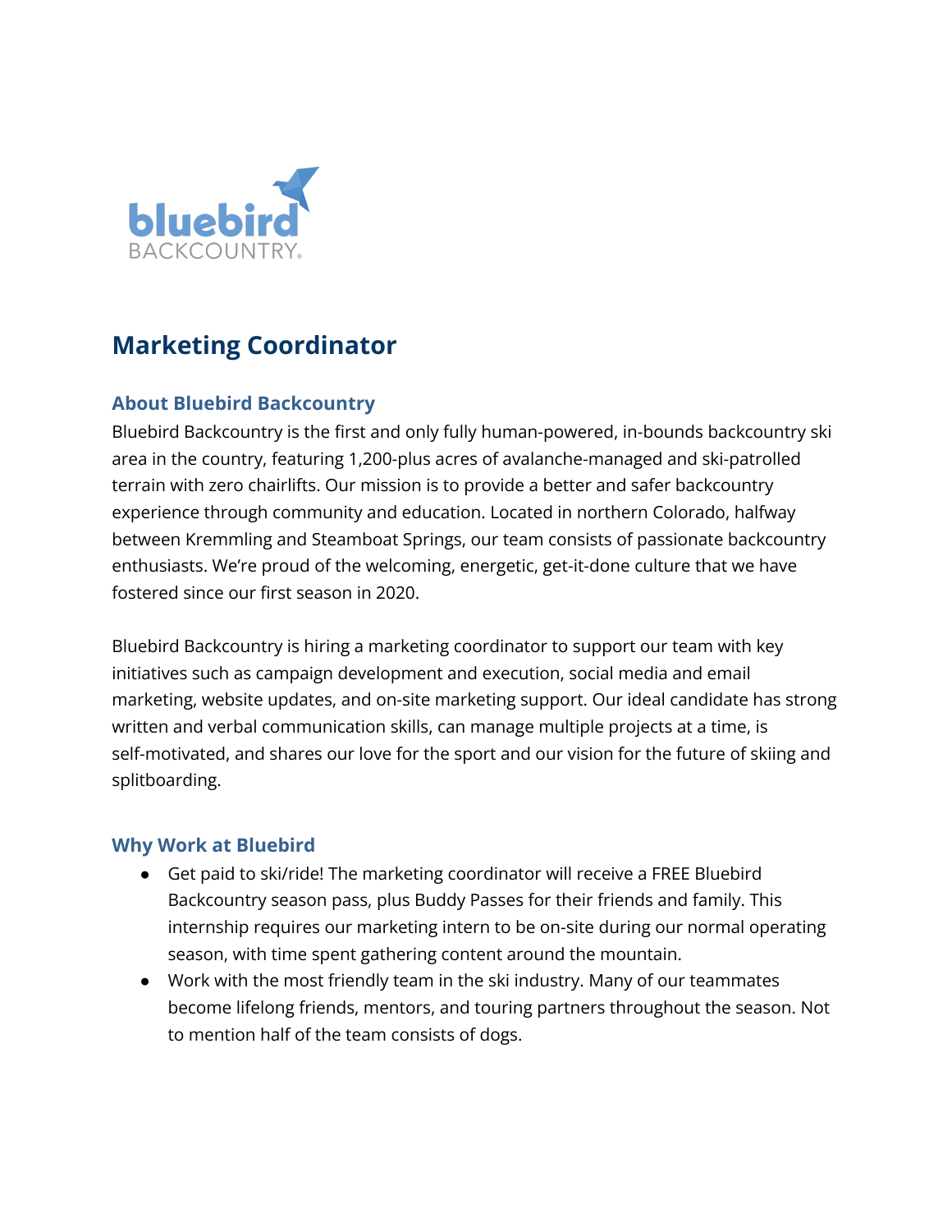# Marketing Coordinator

## About Bluebird Backcountry

Bluebird Backcountry is the first and only fully human-powered, in-bounds backcountry ski area in the country, featuring 1,200-plus acres of avalanche-managed and ski-patrolled terrain with zero chairlifts. Our mission is to provide a better and safer backcountry experience through community and education. Located in northern Colorado, halfway between Kremmling and Steamboat Springs, our team consists of passionate backcountry enthusiasts. We're proud of the welcoming, energetic, get-it-done culture that we have fostered since our first season in 2020.

Bluebird Backcountry is hiring a marketing coordinator to support our team with key initiatives such as campaign development and execution, social media and email marketing, website updates, and on-site marketing support. Our ideal candidate has strong written and verbal communication skills, can manage multiple projects at a time, is self-motivated, and shares our love for the sport and our vision for the future of skiing and splitboarding.

## Why Work at Bluebird

- Get paid to ski/ride! The marketing coordinator will receive a FREE Bluebird Backcountry season pass, plus Buddy Passes for their friends and family. This internship requires our marketing intern to be on-site during our normal operating season, with time spent gathering content around the mountain.
- Work with the most friendly team in the ski industry. Many of our teammates become lifelong friends, mentors, and touring partners throughout the season. Not to mention half of the team consists of dogs.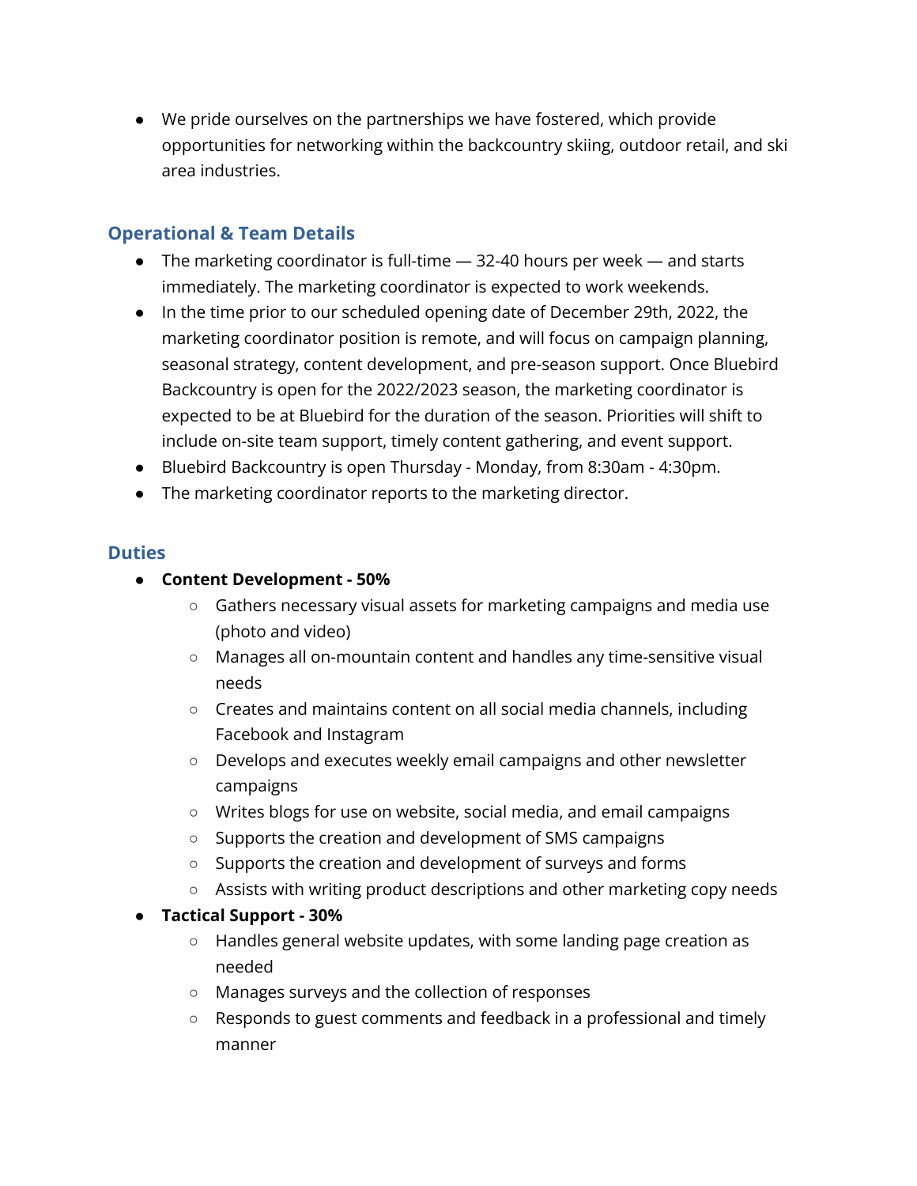- We pride ourselves on the partnerships we have fostered, which provide opportunities for networking within the backcountry skiing, outdoor retail, and ski area industries.

## Operational & Team Details

- The marketing coordinator is full-time — 32-40 hours per week — and starts immediately. The marketing coordinator is expected to work weekends.
- In the time prior to our scheduled opening date of December 29th, 2022, the marketing coordinator position is remote, and will focus on campaign planning, seasonal strategy, content development, and pre-season support. Once Bluebird Backcountry is open for the 2022/2023 season, the marketing coordinator is expected to be at Bluebird for the duration of the season. Priorities will shift to include on-site team support, timely content gathering, and event support.
- Bluebird Backcountry is open Thursday - Monday, from 8:30am - 4:30pm.
- The marketing coordinator reports to the marketing director.

## Duties

- **Content Development - 50%**
  - Gathers necessary visual assets for marketing campaigns and media use (photo and video)
  - Manages all on-mountain content and handles any time-sensitive visual needs
  - Creates and maintains content on all social media channels, including Facebook and Instagram
  - Develops and executes weekly email campaigns and other newsletter campaigns
  - Writes blogs for use on website, social media, and email campaigns
  - Supports the creation and development of SMS campaigns
  - Supports the creation and development of surveys and forms
  - Assists with writing product descriptions and other marketing copy needs
- **Tactical Support - 30%**
  - Handles general website updates, with some landing page creation as needed
  - Manages surveys and the collection of responses
  - Responds to guest comments and feedback in a professional and timely manner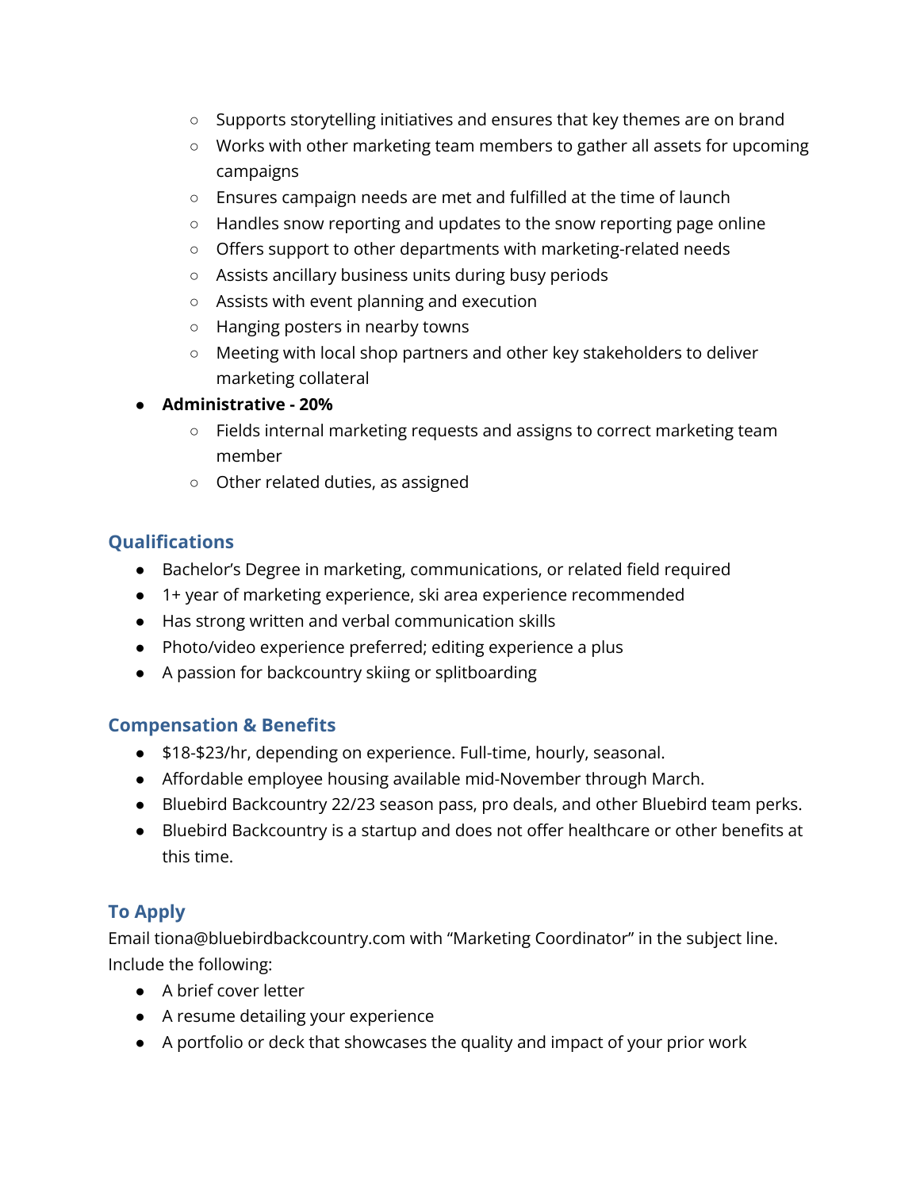- Supports storytelling initiatives and ensures that key themes are on brand
    - Works with other marketing team members to gather all assets for upcoming campaigns
    - Ensures campaign needs are met and fulfilled at the time of launch
    - Handles snow reporting and updates to the snow reporting page online
    - Offers support to other departments with marketing-related needs
    - Assists ancillary business units during busy periods
    - Assists with event planning and execution
    - Hanging posters in nearby towns
    - Meeting with local shop partners and other key stakeholders to deliver marketing collateral
- **Administrative - 20%**
    - Fields internal marketing requests and assigns to correct marketing team member
    - Other related duties, as assigned

## Qualifications

- Bachelor's Degree in marketing, communications, or related field required
- 1+ year of marketing experience, ski area experience recommended
- Has strong written and verbal communication skills
- Photo/video experience preferred; editing experience a plus
- A passion for backcountry skiing or splitboarding

## Compensation & Benefits

- $18-$23/hr, depending on experience. Full-time, hourly, seasonal.
- Affordable employee housing available mid-November through March.
- Bluebird Backcountry 22/23 season pass, pro deals, and other Bluebird team perks.
- Bluebird Backcountry is a startup and does not offer healthcare or other benefits at this time.

## To Apply

Email tiona@bluebirdbackcountry.com with "Marketing Coordinator" in the subject line. Include the following:

- A brief cover letter
- A resume detailing your experience
- A portfolio or deck that showcases the quality and impact of your prior work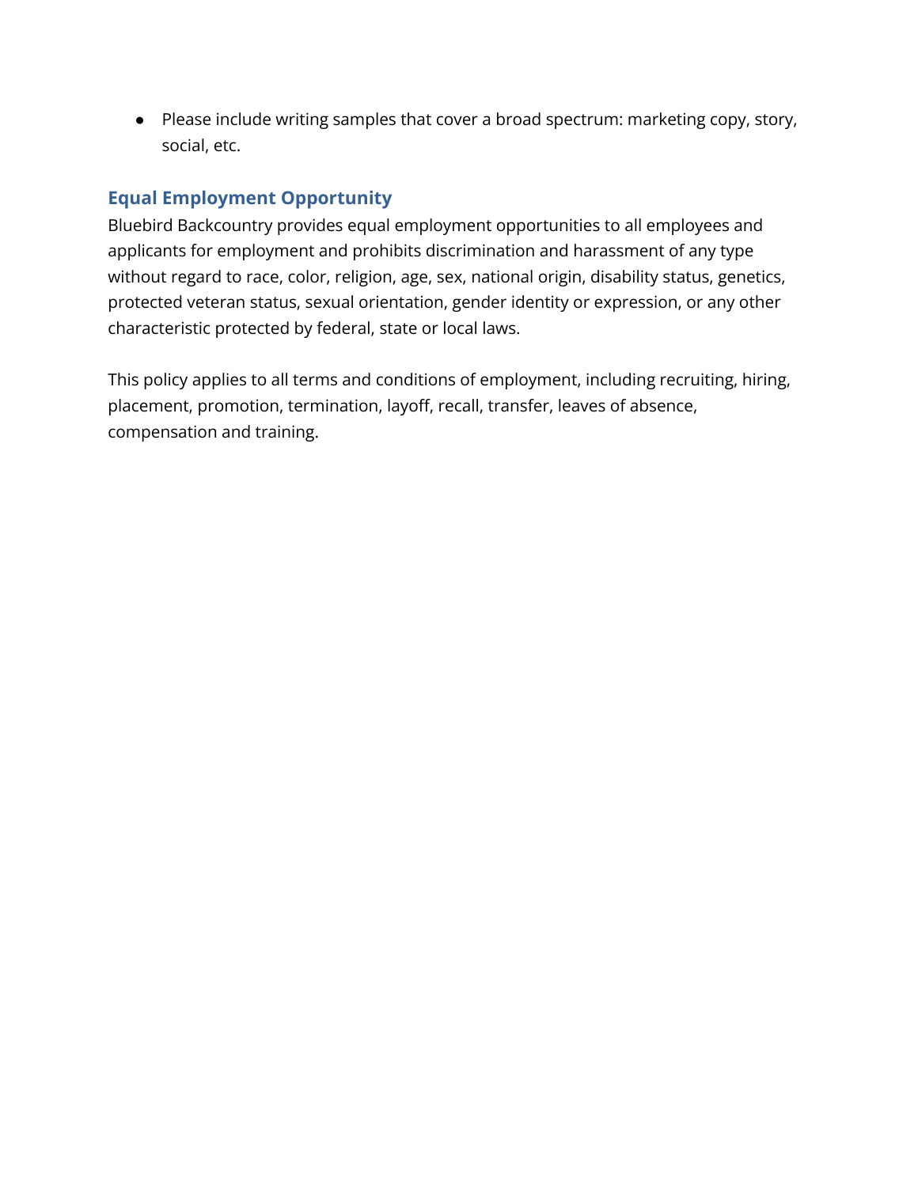- Please include writing samples that cover a broad spectrum: marketing copy, story, social, etc.

## Equal Employment Opportunity

Bluebird Backcountry provides equal employment opportunities to all employees and applicants for employment and prohibits discrimination and harassment of any type without regard to race, color, religion, age, sex, national origin, disability status, genetics, protected veteran status, sexual orientation, gender identity or expression, or any other characteristic protected by federal, state or local laws.

This policy applies to all terms and conditions of employment, including recruiting, hiring, placement, promotion, termination, layoff, recall, transfer, leaves of absence, compensation and training.